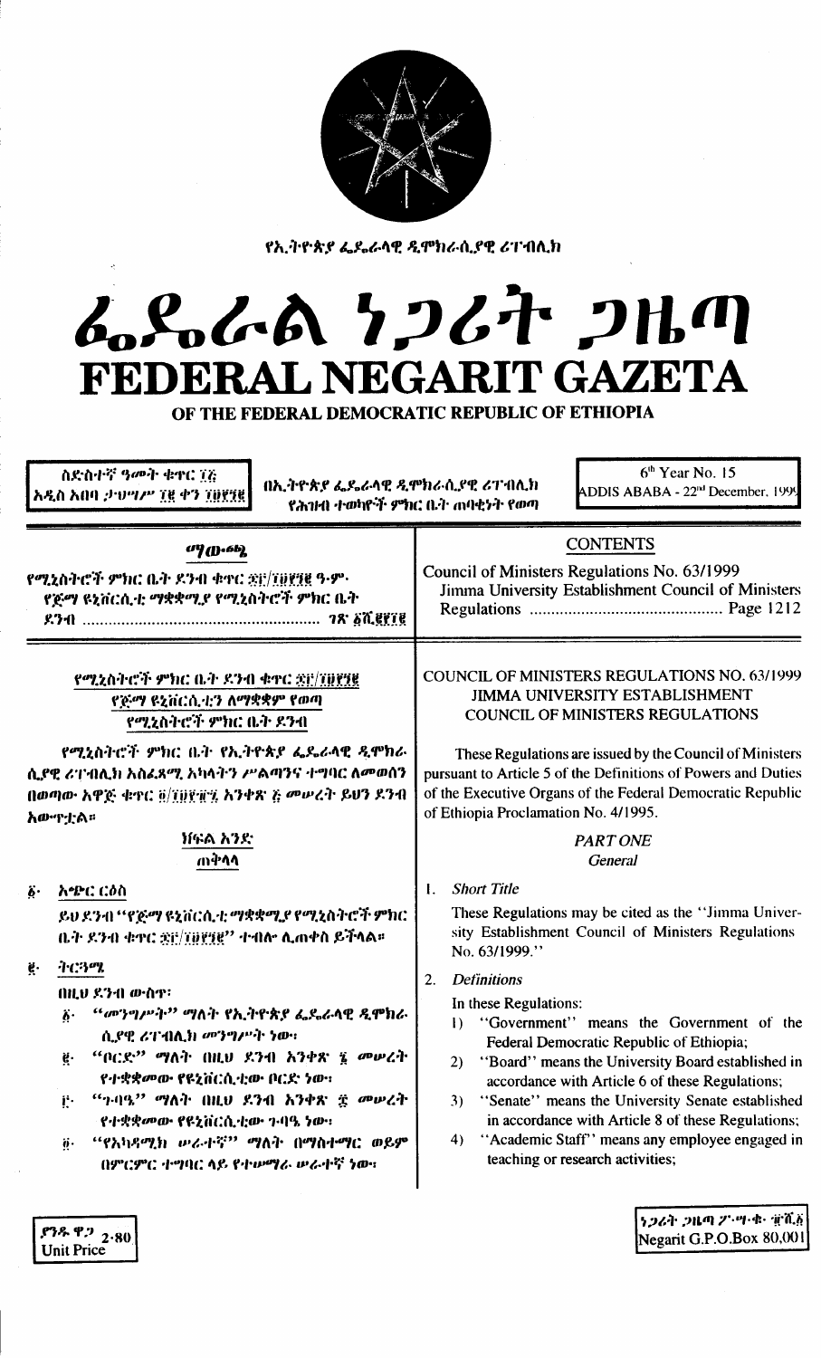የኢትዮጵያ ፌዴራላዊ ዲሞክራሲያዊ ሪፐብሊክ

# ፌዴራል ነጋሪት ጋዜጣ
# FEDERAL NEGARIT GAZETA
## OF THE FEDERAL DEMOCRATIC REPUBLIC OF ETHIOPIA

ስድስተኛ ዓመት ቁጥር ፲፭
አዲስ አበባ ታህሣሥ ፲፪ ቀን ፲፱፻፺፪

በኢትዮጵያ ፌዴራላዊ ዲሞክራሲያዊ ሪፐብሊክ
የሕዝብ ተወካዮች ምክር ቤት ጠባቂነት የወጣ

6th Year No. 15
ADDIS ABABA - 22nd December, 1999

**ማውጫ**

የሚኒስትሮች ምክር ቤት ደንብ ቁጥር ፷፫/፲፱፻፺፪ ዓ.ም.
የጅማ ዩኒቨርሲቲ ማቋቋሚያ የሚኒስትሮች ምክር ቤት ደንብ ...................................................... ገጽ ፩ሺ፪፻፲፪

**CONTENTS**

Council of Ministers Regulations No. 63/1999
Jimma University Establishment Council of Ministers Regulations ............................................ Page 1212

**የሚኒስትሮች ምክር ቤት ደንብ ቁጥር ፷፫/፲፱፻፺፪**
**የጅማ ዩኒቨርሲቲን ለማቋቋም የወጣ**
**የሚኒስትሮች ምክር ቤት ደንብ**

የሚኒስትሮች ምክር ቤት የኢትዮጵያ ፌዴራላዊ ዲሞክራሲያዊ ሪፐብሊክ አስፈጻሚ አካላትን ሥልጣንና ተግባር ለመወሰን በወጣው አዋጅ ቁጥር ፬/፲፱፻፹፯ አንቀጽ ፭ መሠረት ይህን ደንብ አውጥቷል።

**ክፍል አንድ**
**ጠቅላላ**

፩· **አጭር ርዕስ**

ይህ ደንብ "የጅማ ዩኒቨርሲቲ ማቋቋሚያ የሚኒስትሮች ምክር ቤት ደንብ ቁጥር ፷፫/፲፱፻፺፪" ተብሎ ሊጠቀስ ይችላል።

፪· **ትርጓሜ**

በዚህ ደንብ ውስጥ፡

፩· "መንግሥት" ማለት የኢትዮጵያ ፌዴራላዊ ዲሞክራሲያዊ ሪፐብሊክ መንግሥት ነው፡
፪· "ቦርድ" ማለት በዚህ ደንብ አንቀጽ ፮ መሠረት የተቋቋመው የዩኒቨርሲቲው ቦርድ ነው፡
፫· "ጉባዔ" ማለት በዚህ ደንብ አንቀጽ ፰ መሠረት የተቋቋመው የዩኒቨርሲቲው ጉባዔ ነው፡
፬· "የአካዳሚክ ሠራተኛ" ማለት በማስተማር ወይም በምርምር ተግባር ላይ የተሠማራ ሠራተኛ ነው፡

**COUNCIL OF MINISTERS REGULATIONS NO. 63/1999**
**JIMMA UNIVERSITY ESTABLISHMENT**
**COUNCIL OF MINISTERS REGULATIONS**

These Regulations are issued by the Council of Ministers pursuant to Article 5 of the Definitions of Powers and Duties of the Executive Organs of the Federal Democratic Republic of Ethiopia Proclamation No. 4/1995.

*PART ONE*
*General*

1. *Short Title*

These Regulations may be cited as the "Jimma University Establishment Council of Ministers Regulations No. 63/1999."

2. *Definitions*

In these Regulations:

1) "Government" means the Government of the Federal Democratic Republic of Ethiopia;
2) "Board" means the University Board established in accordance with Article 6 of these Regulations;
3) "Senate" means the University Senate established in accordance with Article 8 of these Regulations;
4) "Academic Staff" means any employee engaged in teaching or research activities;

ያንዱ ዋጋ 2·80
Unit Price

ነጋሪት ጋዜጣ ፖ·ሣ·ቁ· ፹ሺ፩
Negarit G.P.O.Box 80,001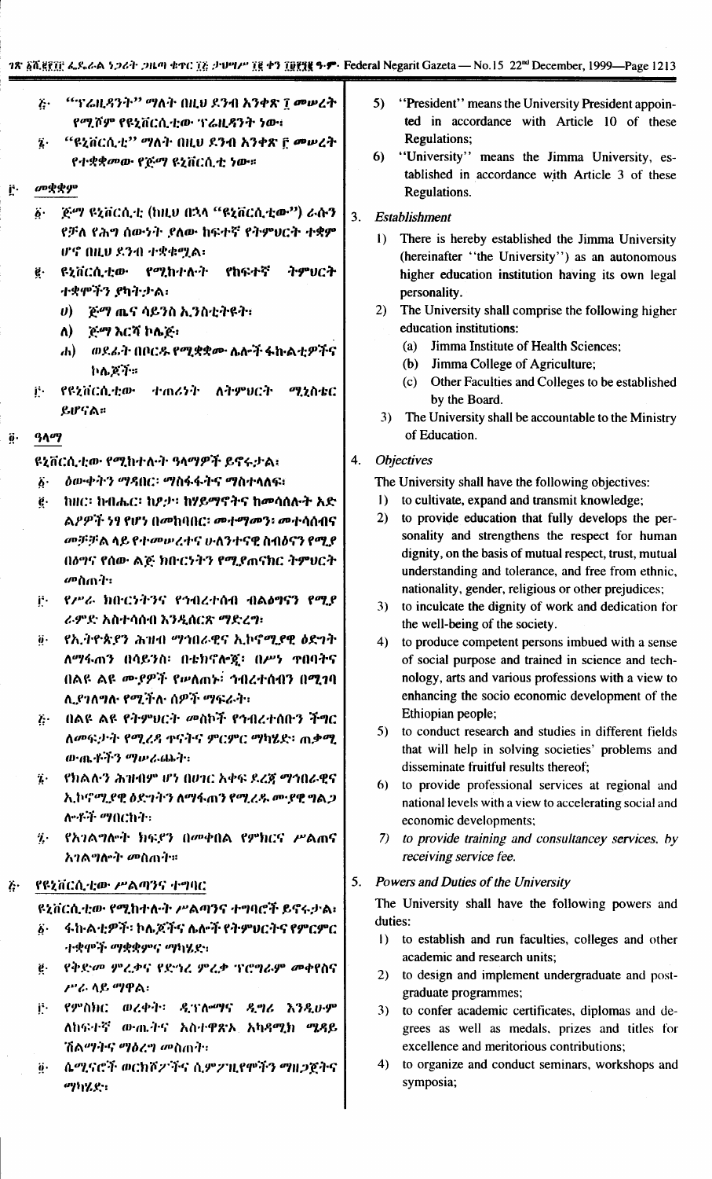፭· "ፕሬዚዳንት" ማለት በዚህ ደንብ አንቀጽ ፲ መሠረት የሚሾም የዩኒቨርሲቲው ፕሬዚዳንት ነው፡

፮· "ዩኒቨርሲቲ" ማለት በዚህ ደንብ አንቀጽ ፫ መሠረት የተቋቋመው የጅማ ዩኒቨርሲቲ ነው።

፫· መቋቋም

፩· ጅማ ዩኒቨርሲቲ (ከዚህ በኋላ "ዩኒቨርሲቲው") ራሱን የቻለ የሕግ ሰውነት ያለው ከፍተኛ የትምህርት ተቋም ሆኖ በዚህ ደንብ ተቋቁሟል፡

፪· ዩኒቨርሲቲው የሚከተሉት የከፍተኛ ትምህርት ተቋሞችን ያካትታል፡

ሀ) ጅማ ጤና ሳይንስ ኢንስቲትዩት፡

ለ) ጅማ እርሻ ኮሌጅ፡

ሐ) ወደፊት በቦርዱ የሚቋቋሙ ሌሎች ፋኩልቲዎችና ኮሌጆች።

፫· የዩኒቨርሲቲው ተጠሪነት ለትምህርት ሚኒስቴር ይሆናል።

፬· ዓላማ

ዩኒቨርሲቲው የሚከተሉት ዓላማዎች ይኖሩታል፡

፩· ዕውቀትን ማዳበር፡ ማስፋፋትና ማስተላለፍ፡

፪· ከዘር፡ ከብሔር፡ ከፆታ፡ ከሃይማኖትና ከመሳሰሉት አድልዎች ነፃ የሆነ በመከባበር፡ መተማመን፡ መተሳሰብና መቻቻል ላይ የተመሠረተ ሁለንተናዊ ስብዕናን የሚያበለፅግና የሰው ልጅ ክቡርነትን የሚያጠናክር ትምህርት መስጠት፡

፫· የሥራ ክቡርነትንና የኅብረተሰብ ብልፅግናን የሚያራምድ አስተሳሰብ እንዲሰርጽ ማድረግ፡

፬· የኢትዮጵያን ሕዝብ ማኅበራዊና ኢኮኖሚያዊ ዕድገት ለማፋጠን በሳይንስ፡ በቴክኖሎጂ፡ በሥነ ጥበባትና በልዩ ልዩ ሙያዎች የሠለጠኑ፡ ኅብረተሰብን በሚገባ ሊያገለግሉ የሚችሉ ሰዎች ማፍራት፡

፭· በልዩ ልዩ የትምህርት መስኮች የኅብረተሰቡን ችግር ለመፍታት የሚረዳ ጥናትና ምርምር ማካሄድ፡ ጠቃሚ ውጤቶችን ማሠራጨት፡

፮· የክልሉን ሕዝብም ሆነ በሀገር አቀፍ ደረጃ ማኅበራዊና ኢኮኖሚያዊ ዕድገትን ለማፋጠን የሚረዱ ሙያዊ ግልጋሎቶች ማበርከት፡

፯· የአገልግሎት ክፍያን በመቀበል የምክርና ሥልጠና አገልግሎት መስጠት።

፭· የዩኒቨርሲቲው ሥልጣንና ተግባር

ዩኒቨርሲቲው የሚከተሉት ሥልጣንና ተግባሮች ይኖሩታል፡

፩· ፋኩልቲዎች፡ ኮሌጆችና ሌሎች የትምህርትና የምርምር ተቋሞች ማቋቋምና ማካሄድ፡

፪· የቅድመ ምረቃና የድኅረ ምረቃ ፕሮግራም መቀየስና ሥራ ላይ ማዋል፡

፫· የምስክር ወረቀት፡ ዲፕሎማና ዲግሪ እንዲሁም ለከፍተኛ ውጤትና አስተዋጽኦ አካዳሚክ ሜዳይ ሽልማትና ማዕረግ መስጠት፡

፬· ሴሚናሮች ወርክሾፖችና ሲምፖዚየሞችን ማዘጋጀትና ማካሄድ፡

5) "President" means the University President appointed in accordance with Article 10 of these Regulations;

6) "University" means the Jimma University, established in accordance with Article 3 of these Regulations.

3. *Establishment*

1) There is hereby established the Jimma University (hereinafter "the University") as an autonomous higher education institution having its own legal personality.

2) The University shall comprise the following higher education institutions:

(a) Jimma Institute of Health Sciences;

(b) Jimma College of Agriculture;

(c) Other Faculties and Colleges to be established by the Board.

3) The University shall be accountable to the Ministry of Education.

4. *Objectives*

The University shall have the following objectives:

1) to cultivate, expand and transmit knowledge;

2) to provide education that fully develops the personality and strengthens the respect for human dignity, on the basis of mutual respect, trust, mutual understanding and tolerance, and free from ethnic, nationality, gender, religious or other prejudices;

3) to inculcate the dignity of work and dedication for the well-being of the society.

4) to produce competent persons imbued with a sense of social purpose and trained in science and technology, arts and various professions with a view to enhancing the socio economic development of the Ethiopian people;

5) to conduct research and studies in different fields that will help in solving societies' problems and disseminate fruitful results thereof;

6) to provide professional services at regional and national levels with a view to accelerating social and economic developments;

7) *to provide training and consultancey services. by receiving service fee.*

5. *Powers and Duties of the University*

The University shall have the following powers and duties:

1) to establish and run faculties, colleges and other academic and research units;

2) to design and implement undergraduate and post-graduate programmes;

3) to confer academic certificates, diplomas and degrees as well as medals, prizes and titles for excellence and meritorious contributions;

4) to organize and conduct seminars, workshops and symposia;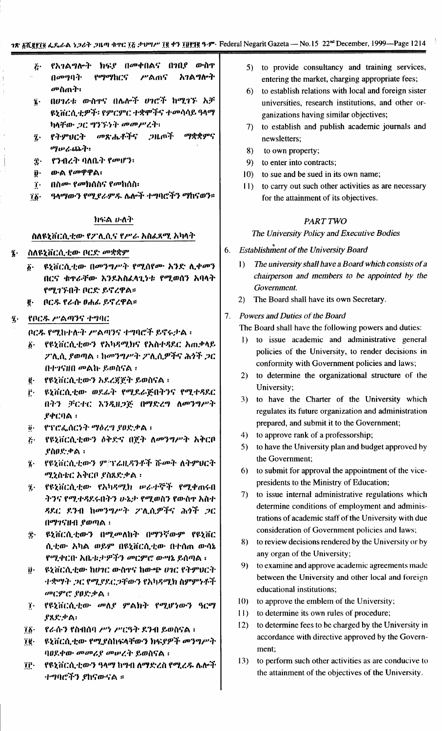፭· የአገልግሎት ክፍያ በመቀበልና በገበያ ውስጥ በመግባት የማማከርና ሥልጠና አገልግሎት መስጠት፣

፮· በሀገሪቱ ውስጥና በሌሎች ሀገሮች ከሚገኙ እኀ ዩኒቨርሲቲዎች፣ የምርምር ተቋሞችና ተመሳሳይ ዓላማ ካላቸው ጋር ግንኙነት መመሥረት፣

፯· የትምህርት መጽሔቶችና ጋዜጦች ማቋቋምና ማሠራጨት፣

፰· የንብረት ባለቤት የመሆን፣

፱· ውል የመዋዋል፣

፲· በስሙ የመክሰስና የመከሰስ፣

፲፩· ዓላማውን የሚያራምዱ ሌሎች ተግባሮችን ማከናወን።

## ክፍል ሁለት

### ስለዩኒቨርሲቲው የፖሊሲና የሥራ አስፈጻሚ አካላት

፮· ስለዩኒቨርሲቲው ቦርድ መቋቋም

፩· ዩኒቨርሲቲው በመንግሥት የሚሰየሙ አንድ ሊቀመንበርና ቁጥራቸው እንደአስፈላጊነቱ የሚወሰን አባላት የሚገኙበት ቦርድ ይኖረዋል።

፪· ቦርዱ የራሱ ፀሐፊ ይኖረዋል።

፯· የቦርዱ ሥልጣንና ተግባር

ቦርዱ የሚከተሉት ሥልጣንና ተግባሮች ይኖሩታል ፤

፩· የዩኒቨርሲቲውን የአካዳሚክና የአስተዳደር አጠቃላይ ፖሊሲ ያወጣል ፤ ከመንግሥት ፖሊሲዎችና ሕጎች ጋር በተገናዘበ መልኩ ይወስናል ፤

፪· የዩኒቨርሲቲውን አደረጃጀት ይወስናል ፤

፫· ዩኒቨርሲቲው ወደፊት የሚደራጅበትንና የሚተዳደርበትን ቻርተር እንዲዘጋጅ በማድረግ ለመንግሥት ያቀርባል ፤

፬· የፕሮፌሰርነት ማዕረግ ያፀድቃል ፤

፭· የዩኒቨርሲቲውን ዕቅድና በጀት ለመንግሥት አቅርቦ ያስፀድቃል ፤

፮· የዩኒቨርሲቲውን ም/ፕሬዚዳንቶች ሹመት ለትምህርት ሚኒስቴር አቅርቦ ያስጸድቃል ፤

፯· የዩኒቨርሲቲው የአካዳሚክ ሠራተኞች የሚቀጠሩበትንና የሚተዳደሩበትን ሁኔታ የሚወስን የውስጥ አስተዳደር ደንብ ከመንግሥት ፖሊሲዎችና ሕጎች ጋር በማገናዘብ ያወጣል ፤

፰· ዩኒቨርሲቲውን በሚመለከት በማንኛውም የዩኒቨርሲቲው አካል ወይም በዩኒቨርሲቲው በተሰጠ ውሳኔ የሚቀርቡ አቤቱታዎችን መርምሮ ውሣኔ ይሰጣል ፤

፱· ዩኒቨርሲቲው ከሀገር ውስጥና ከውጭ ሀገር የትምህርት ተቋማት ጋር የሚያደርጋቸውን የአካዳሚክ ስምምነቶች መርምሮ ያፀድቃል ፤

፲· የዩኒቨርሲቲው መለያ ምልክት የሚሆነውን ዓርማ ያጸድቃል፣

፲፩· የራሱን የስብሰባ ሥነ ሥርዓት ደንብ ይወስናል ፤

፲፪· ዩኒቨርሲቲው የሚያስከፍላቸውን ክፍያዎች መንግሥት ባፀደቀው መመሪያ መሠረት ይወስናል ፤

፲፫· የዩኒቨርሲቲውን ዓላማ ከግብ ለማድረስ የሚረዱ ሌሎች ተግባሮችን ያከናውናል ።

5) to provide consultancy and training services, entering the market, charging appropriate fees;

6) to establish relations with local and foreign sister universities, research institutions, and other organizations having similar objectives;

7) to establish and publish academic journals and newsletters;

8) to own property;

9) to enter into contracts;

10) to sue and be sued in its own name;

11) to carry out such other activities as are necessary for the attainment of its objectives.

## *PART TWO*

### *The University Policy and Executive Bodies*

6. *Establishment of the University Board*

1) *The university shall have a Board which consists of a chairperson and members to be appointed by the Government.*

2) The Board shall have its own Secretary.

7. *Powers and Duties of the Board*

The Board shall have the following powers and duties:

1) to issue academic and administrative general policies of the University, to render decisions in conformity with Government policies and laws;

2) to determine the organizational structure of the University;

3) to have the Charter of the University which regulates its future organization and administration prepared, and submit it to the Government;

4) to approve rank of a professorship;

5) to have the University plan and budget approved by the Government;

6) to submit for approval the appointment of the vice-presidents to the Ministry of Education;

7) to issue internal administrative regulations which determine conditions of employment and administrations of academic staff of the University with due consideration of Government policies and laws;

8) to review decisions rendered by the University or by any organ of the University;

9) to examine and approve academic agreements made between the University and other local and foreign educational institutions;

10) to approve the emblem of the University;

11) to determine its own rules of procedure;

12) to determine fees to be charged by the University in accordance with directive approved by the Government;

13) to perform such other activities as are conducive to the attainment of the objectives of the University.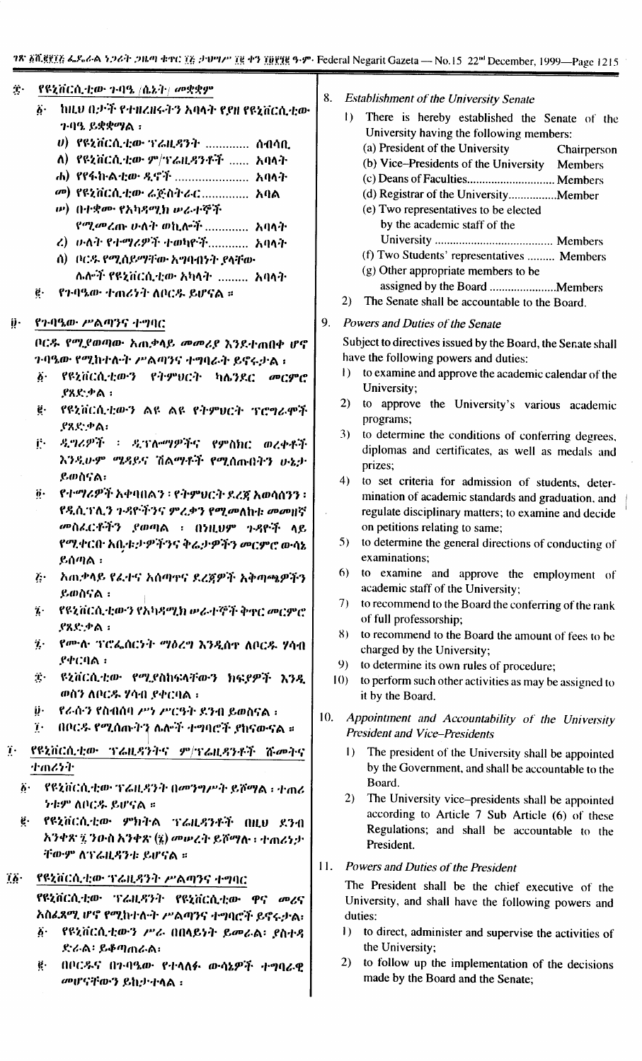፰· የዩኒቨርሲቲው ጉባዔ /ሴኔት/ መቋቋም

፩· ከዚህ በታች የተዘረዘሩትን አባላት የያዘ የዩኒቨርሲቲው ጉባዔ ይቋቋማል ፡

ሀ) የዩኒቨርሲቲው ፕሬዚዳንት ............. ሰብሳቢ

ለ) የዩኒቨርሲቲው ም/ፕሬዚዳንቶች ...... አባላት

ሐ) የፋኩልቲው ዲኖች ...................... አባላት

መ) የዩኒቨርሲቲው ሬጅስትራር .............. አባል

ሠ) በተቋሙ የአካዳሚክ ሠራተኞች የሚመረጡ ሁለት ወኪሎች ............. አባላት

ረ) ሁለት የተማሪዎች ተወካዮች............ አባላት

ሰ) በቦርዱ የሚሰየሙትው አግባብነት ያላቸው ሌሎች የዩኒቨርሲቲው አካላት ......... አባላት

፪· የጉባዔው ተጠሪነት ለቦርዱ ይሆናል ።

፱· የጉባዔው ሥልጣንና ተግባር

በቦርዱ የሚያወጣው አጠቃላይ መመሪያ እንደተጠበቀ ሆኖ ጉባዔው የሚከተሉት ሥልጣንና ተግባራት ይኖሩታል ፡

፩· የዩኒቨርሲቲውን የትምህርት ካሌንደር መርምሮ ያጸድቃል ፡

፪· የዩኒቨርሲቲውን ልዩ ልዩ የትምህርት ፕሮግራሞች ያጸድቃል፡

፫· ዲግሪዎች ፡ ዲፕሎማዎችንና የምስክር ወረቀቶች እንዲሁም ሜዳይና ሽልማቶች የሚሰጡበትን ሁኔታ ይወስናል፡

፬· የተማሪዎች አቀባበልን ፡ የትምህርት ደረጃ አወሳሰንን ፡ የዲሲፕሊን ጉዳዮችንና ምረቃን የሚመለከቱ መመዘኛ መስፈርቶችን ያወጣል ፡ በነዚህም ጉዳዮች ላይ የሚቀርቡ አቤቱታዎችንና ቅሬታዎችን መርምሮ ውሳኔ ይሰጣል ፡

፭· አጠቃላይ የፈተና አሰጣጥና ደረጃዎች አቅጣጫዎችን ይወስናል ፡

፮· የዩኒቨርሲቲውን የአካዳሚክ ሠራተኞች ቅጥር መርምሮ ያጸድቃል ፡

፯· የሙሉ ፕሮፌሰርነት ማዕረግ እንዲሰጥ ለቦርዱ ሃሳብ ያቀርባል ፡

፰· ዩኒቨርሲቲው የሚያስከፍላቸውን ክፍያዎች እንዲወሰን ለቦርዱ ሃሳብ ያቀርባል ፡

፱· የራሱን የስብሰባ ሥነ ሥርዓት ደንብ ይወስናል ፡

፲· በቦርዱ የሚሰጡትን ሌሎች ተግባሮች ያከናውናል ።

፲· የዩኒቨርሲቲው ፕሬዚዳንትና ም/ፕሬዚዳንቶች ሹመትና ተጠሪነት

፩· የዩኒቨርሲቲው ፕሬዚዳንት በመንግሥት ይሾማል ፡ ተጠሪነቱም ለቦርዱ ይሆናል ።

፪· የዩኒቨርሲቲው ምክትል ፕሬዚዳንቶች በዚህ ደንብ አንቀጽ ፯ ንዑስ አንቀጽ (፮) መሠረት ይሾማሉ ፡ ተጠሪነታቸውም ለፕሬዚዳንቱ ይሆናል ።

፲፩· የዩኒቨርሲቲው ፕሬዚዳንት ሥልጣንና ተግባር

የዩኒቨርሲቲው ፕሬዚዳንት የዩኒቨርሲቲው ዋና መሪና አስፈጻሚ ሆኖ የሚከተሉት ሥልጣንና ተግባሮች ይኖሩታል፡

፩· የዩኒቨርሲቲውን ሥራ በበላይነት ይመራል፡ ያስተዳድራል፡ ይቆጣጠራል፡

፪· በቦርዱና በጉባዔው የተላለፉ ውሳኔዎች ተግባራዊ መሆናቸውን ይከታተላል ፡

8. *Establishment of the University Senate*

1) There is hereby established the Senate of the University having the following members:
   - (a) President of the University ............ Chairperson
   - (b) Vice–Presidents of the University ...... Members
   - (c) Deans of Faculties............................. Members
   - (d) Registrar of the University................Member
   - (e) Two representatives to be elected by the academic staff of the University ...................................... Members
   - (f) Two Students' representatives ......... Members
   - (g) Other appropriate members to be assigned by the Board ......................Members
2) The Senate shall be accountable to the Board.

9. *Powers and Duties of the Senate*

Subject to directives issued by the Board, the Senate shall have the following powers and duties:

1) to examine and approve the academic calendar of the University;
2) to approve the University's various academic programs;
3) to determine the conditions of conferring degrees, diplomas and certificates, as well as medals and prizes;
4) to set criteria for admission of students, determination of academic standards and graduation, and regulate disciplinary matters; to examine and decide on petitions relating to same;
5) to determine the general directions of conducting of examinations;
6) to examine and approve the employment of academic staff of the University;
7) to recommend to the Board the conferring of the rank of full professorship;
8) to recommend to the Board the amount of fees to be charged by the University;
9) to determine its own rules of procedure;
10) to perform such other activities as may be assigned to it by the Board.

10. *Appointment and Accountability of the University President and Vice–Presidents*

1) The president of the University shall be appointed by the Government, and shall be accountable to the Board.
2) The University vice–presidents shall be appointed according to Article 7 Sub Article (6) of these Regulations; and shall be accountable to the President.

11. *Powers and Duties of the President*

The President shall be the chief executive of the University, and shall have the following powers and duties:

1) to direct, administer and supervise the activities of the University;
2) to follow up the implementation of the decisions made by the Board and the Senate;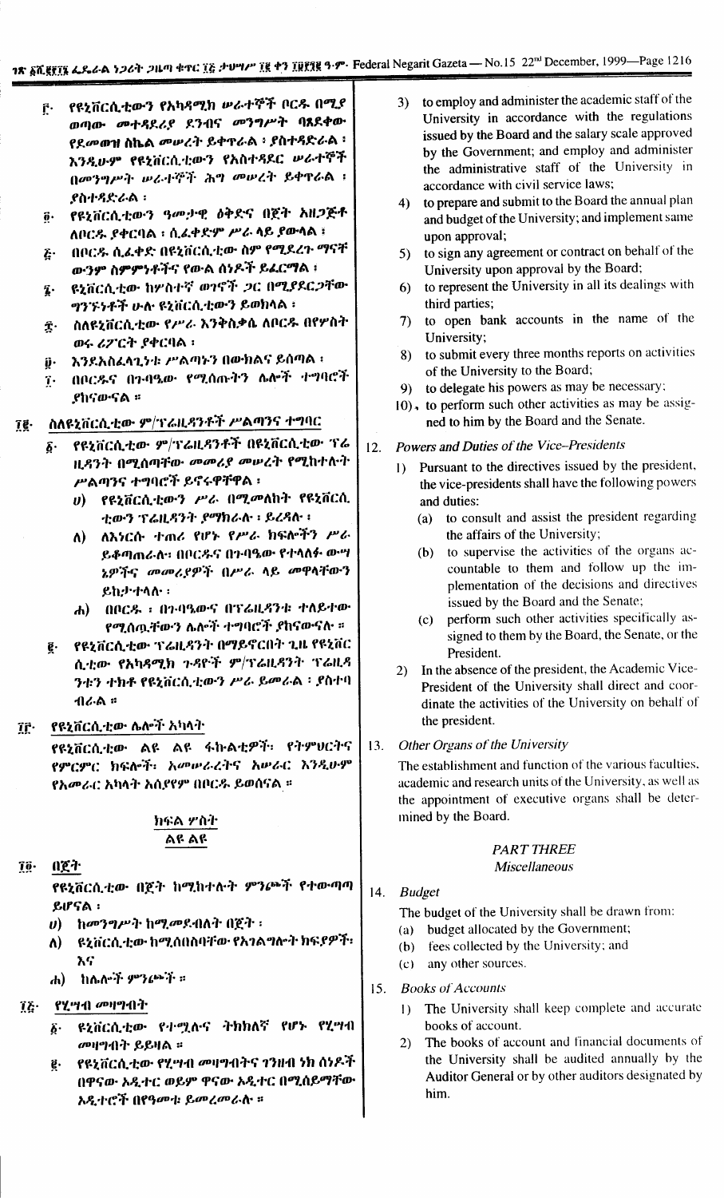፫· የዩኒቨርሲቲውን የአካዳሚክ ሠራተኞች ቦርዱ በሚያ ወጣው መተዳደሪያ ደንብና መንግሥት ባጸደቀው የደመወዝ ስኬል መሠረት ይቀጥራል ፤ ያስተዳድራል ፤ እንዲሁም የዩኒቨርሲቲውን የአስተዳደር ሠራተኞች በመንግሥት ሠራተኞች ሕግ መሠረት ይቀጥራል ፤ ያስተዳድራል ፤

፬· የዩኒቨርሲቲውን ዓመታዊ ዕቅድና በጀት አዘጋጅቶ ለቦርዱ ያቀርባል ፤ ሲፈቀድም ሥራ ላይ ያውላል ፤

፭· በቦርዱ ሲፈቀድ በዩኒቨርሲቲው ስም የሚደረጉ ማናቸ ውንም ስምምነቶችና የውል ሰነዶች ይፈርማል ፤

፮· ዩኒቨርሲቲው ከሦስተኛ ወገኖች ጋር በሚያደርጋቸው ግንኙነቶች ሁሉ ዩኒቨርሲቲውን ይወክላል ፤

፯· ስለዩኒቨርሲቲው የሥራ እንቅስቃሴ ለቦርዱ በየሦስት ወሩ ሪፖርት ያቀርባል ፤

፰· እንደአስፈላጊነቱ ሥልጣኑን በውክልና ይሰጣል ፤

፱· በቦርዱና በጉባዔው የሚሰጡትን ሌሎች ተግባሮች ያከናውናል ።

## ፲፪· ስለዩኒቨርሲቲው ም/ፕሬዚዳንቶች ሥልጣንና ተግባር

፩· የዩኒቨርሲቲው ም/ፕሬዚዳንቶች በዩኒቨርሲቲው ፕሬ ዚዳንት በሚሰጣቸው መመሪያ መሠረት የሚከተሉት ሥልጣንና ተግባሮች ይኖሩዋቸዋል ፤

ሀ) የዩኒቨርሲቲውን ሥራ በሚመለከት የዩኒቨርሲ ቲውን ፕሬዚዳንት ያማክራሉ ፤ ይረዳሉ ፤

ለ) ለእነርሱ ተጠሪ የሆኑ የሥራ ክፍሎችን ሥራ ይቆጣጠራሉ፤ በቦርዱና በጉባዔው የተላለፉ ውሣ ኔዎችና መመሪያዎች በሥራ ላይ መዋላቸውን ይከታተላሉ ፤

ሐ) በቦርዱ ፣ በጉባዔውና በፕሬዚዳንቱ ተለይተው የሚሰጧቸውን ሌሎች ተግባሮች ያከናውናሉ ።

፪· የዩኒቨርሲቲው ፕሬዚዳንት በማይኖርበት ጊዜ የዩኒቨር ሲቲው የአካዳሚክ ጉዳዮች ም/ፕሬዚዳንት ፕሬዚዳ ንቱን ተክቶ የዩኒቨርሲቲውን ሥራ ይመራል ፤ ያስተባ ብራል ።

## ፲፫· የዩኒቨርሲቲው ሌሎች አካላት

የዩኒቨርሲቲው ልዩ ልዩ ፋኩልቲዎች፣ የትምህርትና የምርምር ክፍሎች፣ አመሠራረትና አሠራር እንዲሁም የአመራር አካላት አሰያየም በቦርዱ ይወሰናል ።

## ክፍል ሦስት
## ልዩ ልዩ

## ፲፬· በጀት

የዩኒቨርሲቲው በጀት ከሚከተሉት ምንጮች የተውጣጣ ይሆናል ፤

ሀ) ከመንግሥት ከሚመደብለት በጀት ፤

ለ) ዩኒቨርሲቲው ከሚሰበስባቸው የአገልግሎት ክፍያዎች፣ እና

ሐ) ከሌሎች ምንጮች ።

## ፲፭· የሂሣብ መዛግብት

፩· ዩኒቨርሲቲው የተሟሉና ትክክለኛ የሆኑ የሂሣብ መዛግብት ይይዛል ።

፪· የዩኒቨርሲቲው የሂሣብ መዛግብትና ገንዘብ ነክ ሰነዶች በዋናው ኦዲተር ወይም ዋናው ኦዲተር በሚሰይማቸው ኦዲተሮች በየዓመቱ ይመረመራሉ ።

3) to employ and administer the academic staff of the University in accordance with the regulations issued by the Board and the salary scale approved by the Government; and employ and administer the administrative staff of the University in accordance with civil service laws;

4) to prepare and submit to the Board the annual plan and budget of the University; and implement same upon approval;

5) to sign any agreement or contract on behalf of the University upon approval by the Board;

6) to represent the University in all its dealings with third parties;

7) to open bank accounts in the name of the University;

8) to submit every three months reports on activities of the University to the Board;

9) to delegate his powers as may be necessary;

10) to perform such other activities as may be assigned to him by the Board and the Senate.

## 12. *Powers and Duties of the Vice–Presidents*

1) Pursuant to the directives issued by the president, the vice-presidents shall have the following powers and duties:

(a) to consult and assist the president regarding the affairs of the University;

(b) to supervise the activities of the organs accountable to them and follow up the implementation of the decisions and directives issued by the Board and the Senate;

(c) perform such other activities specifically assigned to them by the Board, the Senate, or the President.

2) In the absence of the president, the Academic Vice-President of the University shall direct and coordinate the activities of the University on behalf of the president.

## 13. *Other Organs of the University*

The establishment and function of the various faculties, academic and research units of the University, as well as the appointment of executive organs shall be determined by the Board.

## *PART THREE*
## *Miscellaneous*

## 14. *Budget*

The budget of the University shall be drawn from:

(a) budget allocated by the Government;

(b) fees collected by the University; and

(c) any other sources.

## 15. *Books of Accounts*

1) The University shall keep complete and accurate books of account.

2) The books of account and financial documents of the University shall be audited annually by the Auditor General or by other auditors designated by him.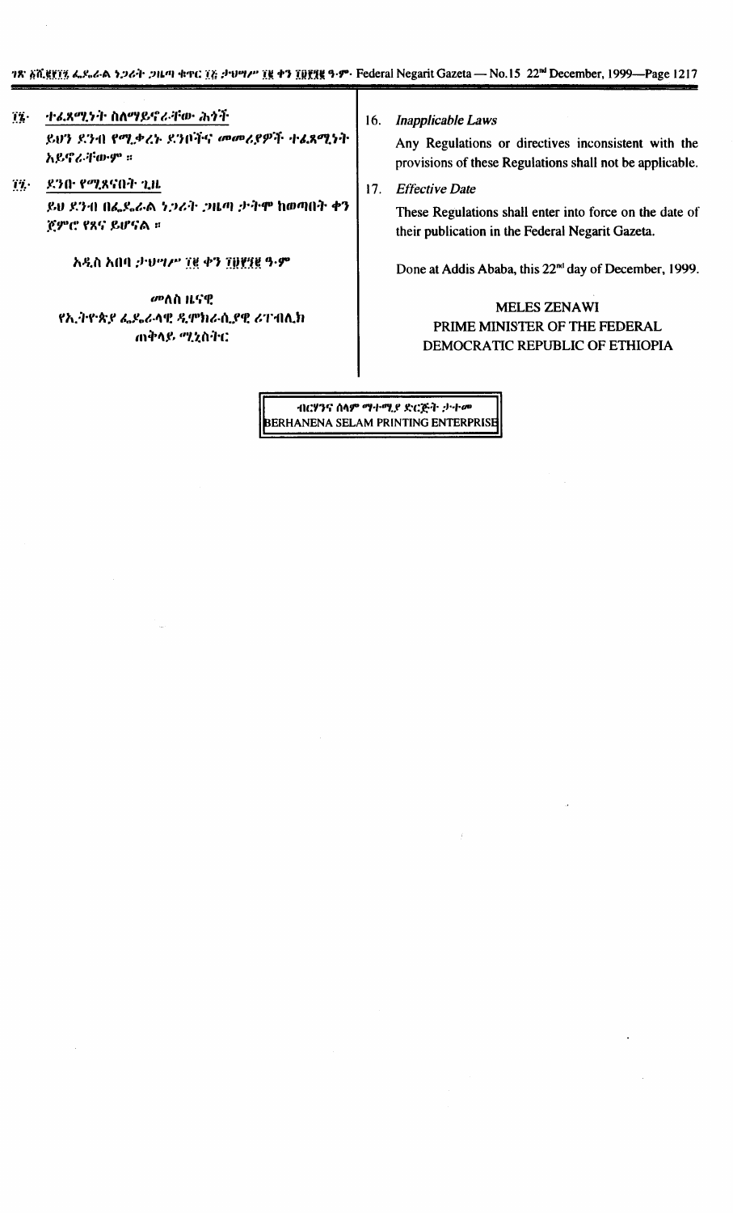፲፮· ተፈጻሚነት ስለማይኖራቸው ሕጎች

ይህን ደንብ የሚቃረኑ ደንቦችና መመሪያዎች ተፈጻሚነት አይኖራቸውም ።

፲፯· ደንቡ የሚጸናበት ጊዜ

ይህ ደንብ በፌዴራል ነጋሪት ጋዜጣ ታትሞ ከወጣበት ቀን ጀምሮ የጸና ይሆናል ።

አዲስ አበባ ታህሣሥ ፲፪ ቀን ፲፱፻፺፪ ዓ·ም

መለስ ዜናዊ
የኢትዮጵያ ፌዴራላዊ ዲሞክራሲያዊ ሪፐብሊክ ጠቅላይ ሚኒስትር

16. *Inapplicable Laws*

Any Regulations or directives inconsistent with the provisions of these Regulations shall not be applicable.

17. *Effective Date*

These Regulations shall enter into force on the date of their publication in the Federal Negarit Gazeta.

Done at Addis Ababa, this 22nd day of December, 1999.

MELES ZENAWI
PRIME MINISTER OF THE FEDERAL DEMOCRATIC REPUBLIC OF ETHIOPIA

ብርሃንና ሰላም ማተሚያ ድርጅት ታተመ
BERHANENA SELAM PRINTING ENTERPRISE